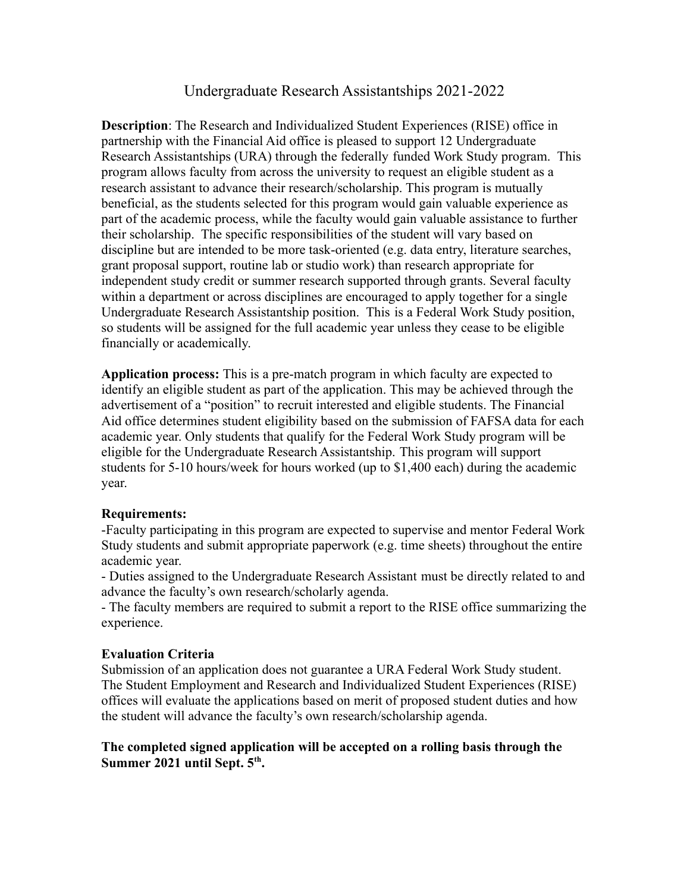# Undergraduate Research Assistantships 2021-2022

**Description**: The Research and Individualized Student Experiences (RISE) office in partnership with the Financial Aid office is pleased to support 12 Undergraduate Research Assistantships (URA) through the federally funded Work Study program. This program allows faculty from across the university to request an eligible student as a research assistant to advance their research/scholarship. This program is mutually beneficial, as the students selected for this program would gain valuable experience as part of the academic process, while the faculty would gain valuable assistance to further their scholarship. The specific responsibilities of the student will vary based on discipline but are intended to be more task-oriented (e.g. data entry, literature searches, grant proposal support, routine lab or studio work) than research appropriate for independent study credit or summer research supported through grants. Several faculty within a department or across disciplines are encouraged to apply together for a single Undergraduate Research Assistantship position. This is a Federal Work Study position, so students will be assigned for the full academic year unless they cease to be eligible financially or academically.

**Application process:** This is a pre-match program in which faculty are expected to identify an eligible student as part of the application. This may be achieved through the advertisement of a "position" to recruit interested and eligible students. The Financial Aid office determines student eligibility based on the submission of FAFSA data for each academic year. Only students that qualify for the Federal Work Study program will be eligible for the Undergraduate Research Assistantship. This program will support students for 5-10 hours/week for hours worked (up to $1,400 each) during the academic year.

**Requirements:**

-Faculty participating in this program are expected to supervise and mentor Federal Work Study students and submit appropriate paperwork (e.g. time sheets) throughout the entire academic year.

- Duties assigned to the Undergraduate Research Assistant must be directly related to and advance the faculty's own research/scholarly agenda.
- The faculty members are required to submit a report to the RISE office summarizing the experience.

**Evaluation Criteria**

Submission of an application does not guarantee a URA Federal Work Study student. The Student Employment and Research and Individualized Student Experiences (RISE) offices will evaluate the applications based on merit of proposed student duties and how the student will advance the faculty's own research/scholarship agenda.

**The completed signed application will be accepted on a rolling basis through the Summer 2021 until Sept. 5th.**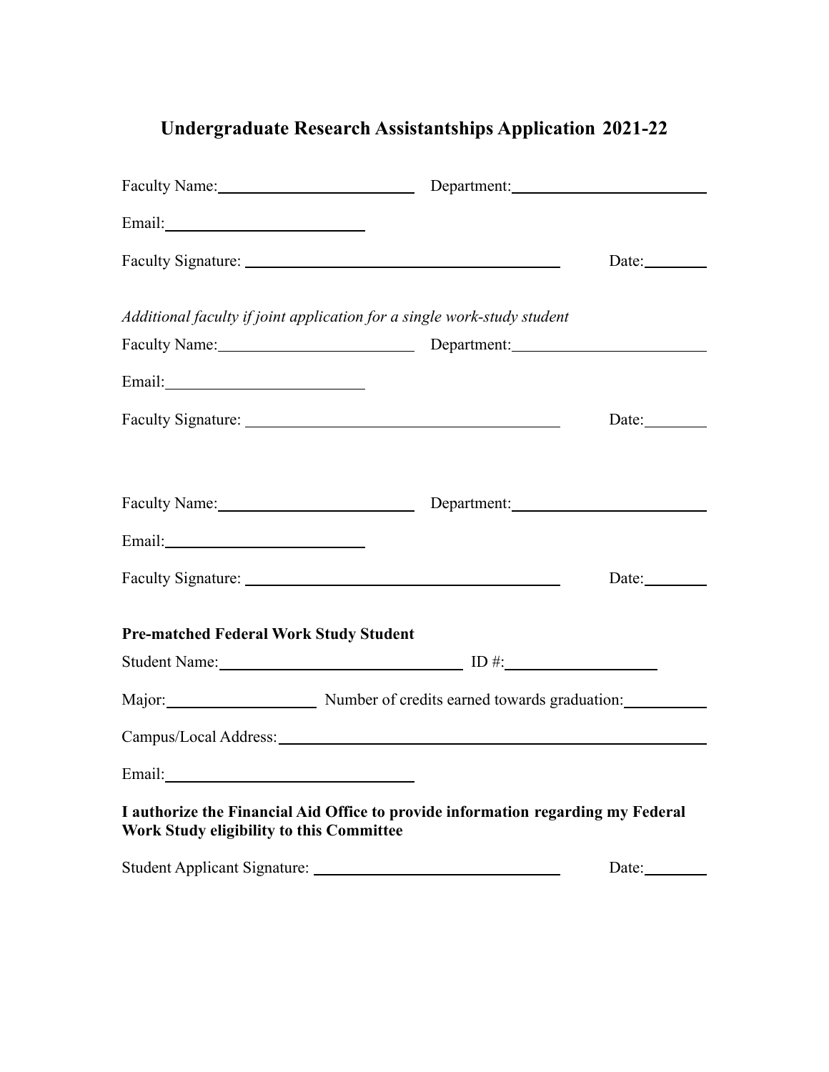# Undergraduate Research Assistantships Application 2021-22

Faculty Name:________________________ Department:________________________

Email:________________________

Faculty Signature: ________________________________________ Date:________

*Additional faculty if joint application for a single work-study student*

Faculty Name:________________________ Department:________________________

Email:________________________

Faculty Signature: ________________________________________ Date:________

Faculty Name:________________________ Department:________________________

Email:________________________

Faculty Signature: ________________________________________ Date:________

**Pre-matched Federal Work Study Student**

Student Name:________________________________ ID #:____________________

Major:____________________ Number of credits earned towards graduation:__________

Campus/Local Address:________________________________________________________

Email:________________________________

**I authorize the Financial Aid Office to provide information regarding my Federal Work Study eligibility to this Committee**

Student Applicant Signature: ________________________________ Date:________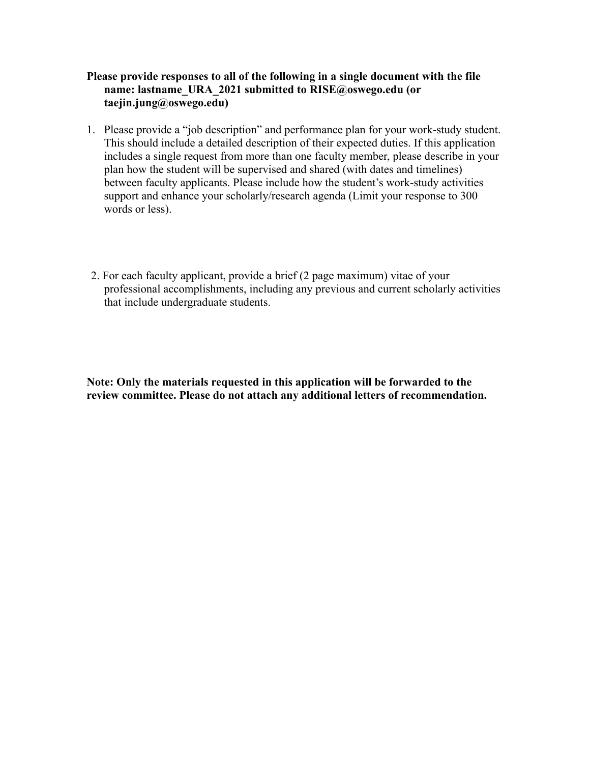**Please provide responses to all of the following in a single document with the file name: lastname_URA_2021 submitted to RISE@oswego.edu (or taejin.jung@oswego.edu)**

1. Please provide a "job description" and performance plan for your work-study student. This should include a detailed description of their expected duties. If this application includes a single request from more than one faculty member, please describe in your plan how the student will be supervised and shared (with dates and timelines) between faculty applicants. Please include how the student's work-study activities support and enhance your scholarly/research agenda (Limit your response to 300 words or less).

2. For each faculty applicant, provide a brief (2 page maximum) vitae of your professional accomplishments, including any previous and current scholarly activities that include undergraduate students.

**Note: Only the materials requested in this application will be forwarded to the review committee. Please do not attach any additional letters of recommendation.**